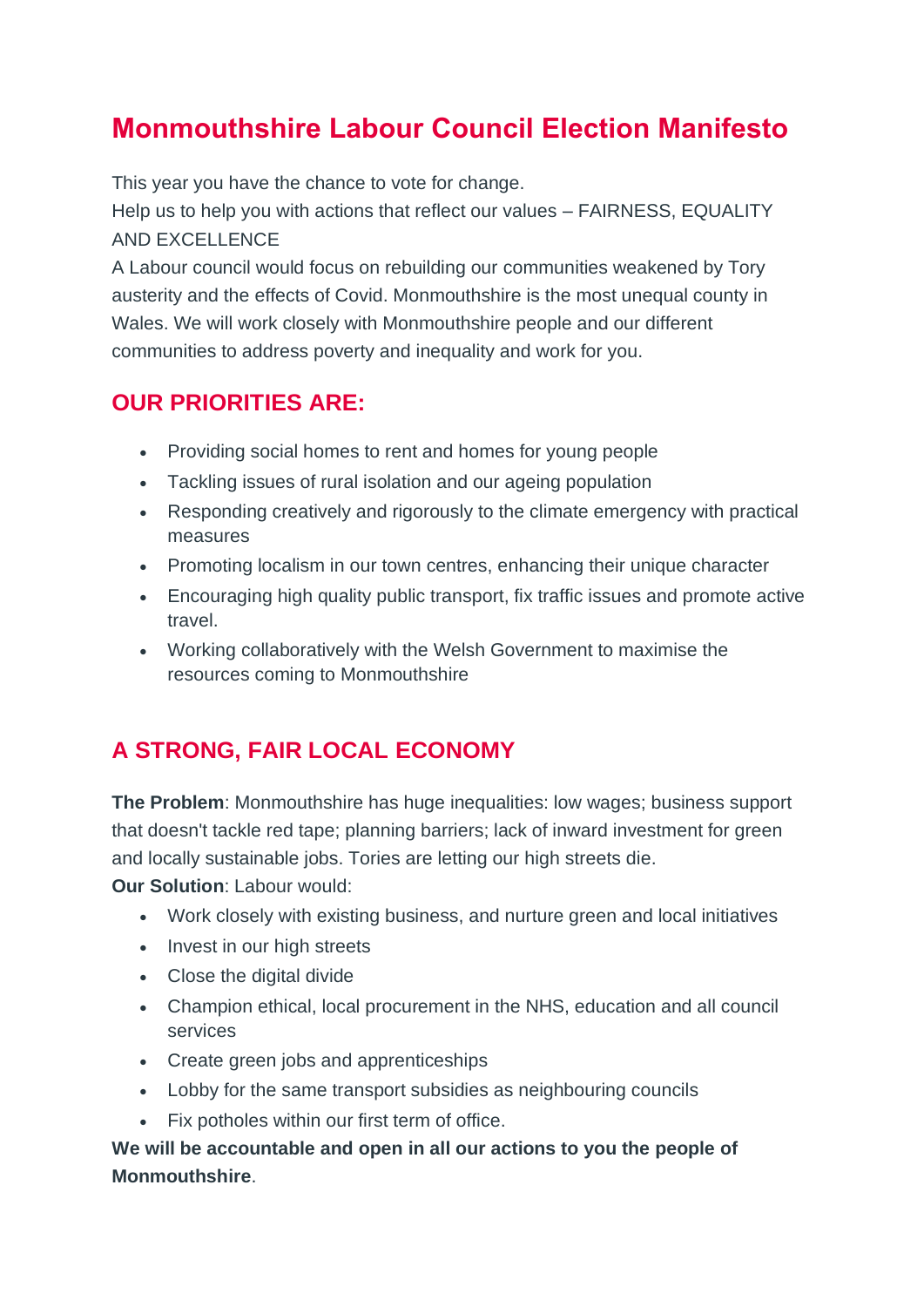# Monmouthshire Labour Council Election Manifesto

This year you have the chance to vote for change.
Help us to help you with actions that reflect our values – FAIRNESS, EQUALITY AND EXCELLENCE
A Labour council would focus on rebuilding our communities weakened by Tory austerity and the effects of Covid. Monmouthshire is the most unequal county in Wales. We will work closely with Monmouthshire people and our different communities to address poverty and inequality and work for you.

## OUR PRIORITIES ARE:

- Providing social homes to rent and homes for young people
- Tackling issues of rural isolation and our ageing population
- Responding creatively and rigorously to the climate emergency with practical measures
- Promoting localism in our town centres, enhancing their unique character
- Encouraging high quality public transport, fix traffic issues and promote active travel.
- Working collaboratively with the Welsh Government to maximise the resources coming to Monmouthshire

## A STRONG, FAIR LOCAL ECONOMY

**The Problem**: Monmouthshire has huge inequalities: low wages; business support that doesn't tackle red tape; planning barriers; lack of inward investment for green and locally sustainable jobs. Tories are letting our high streets die.
**Our Solution**: Labour would:

- Work closely with existing business, and nurture green and local initiatives
- Invest in our high streets
- Close the digital divide
- Champion ethical, local procurement in the NHS, education and all council services
- Create green jobs and apprenticeships
- Lobby for the same transport subsidies as neighbouring councils
- Fix potholes within our first term of office.

**We will be accountable and open in all our actions to you the people of Monmouthshire**.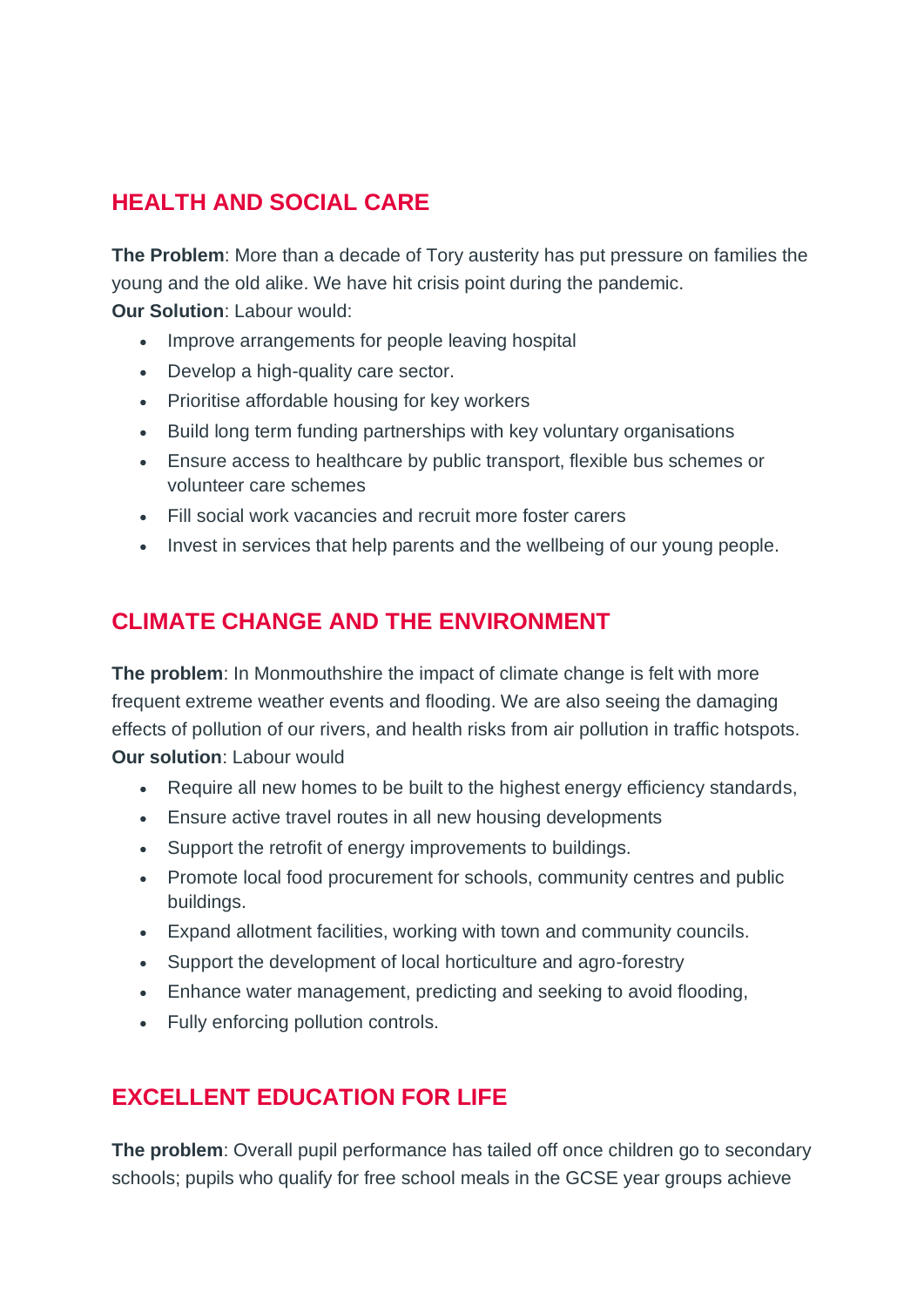## HEALTH AND SOCIAL CARE

**The Problem**: More than a decade of Tory austerity has put pressure on families the young and the old alike. We have hit crisis point during the pandemic.
**Our Solution**: Labour would:

- Improve arrangements for people leaving hospital
- Develop a high-quality care sector.
- Prioritise affordable housing for key workers
- Build long term funding partnerships with key voluntary organisations
- Ensure access to healthcare by public transport, flexible bus schemes or volunteer care schemes
- Fill social work vacancies and recruit more foster carers
- Invest in services that help parents and the wellbeing of our young people.

## CLIMATE CHANGE AND THE ENVIRONMENT

**The problem**: In Monmouthshire the impact of climate change is felt with more frequent extreme weather events and flooding. We are also seeing the damaging effects of pollution of our rivers, and health risks from air pollution in traffic hotspots.
**Our solution**: Labour would

- Require all new homes to be built to the highest energy efficiency standards,
- Ensure active travel routes in all new housing developments
- Support the retrofit of energy improvements to buildings.
- Promote local food procurement for schools, community centres and public buildings.
- Expand allotment facilities, working with town and community councils.
- Support the development of local horticulture and agro-forestry
- Enhance water management, predicting and seeking to avoid flooding,
- Fully enforcing pollution controls.

## EXCELLENT EDUCATION FOR LIFE

**The problem**: Overall pupil performance has tailed off once children go to secondary schools; pupils who qualify for free school meals in the GCSE year groups achieve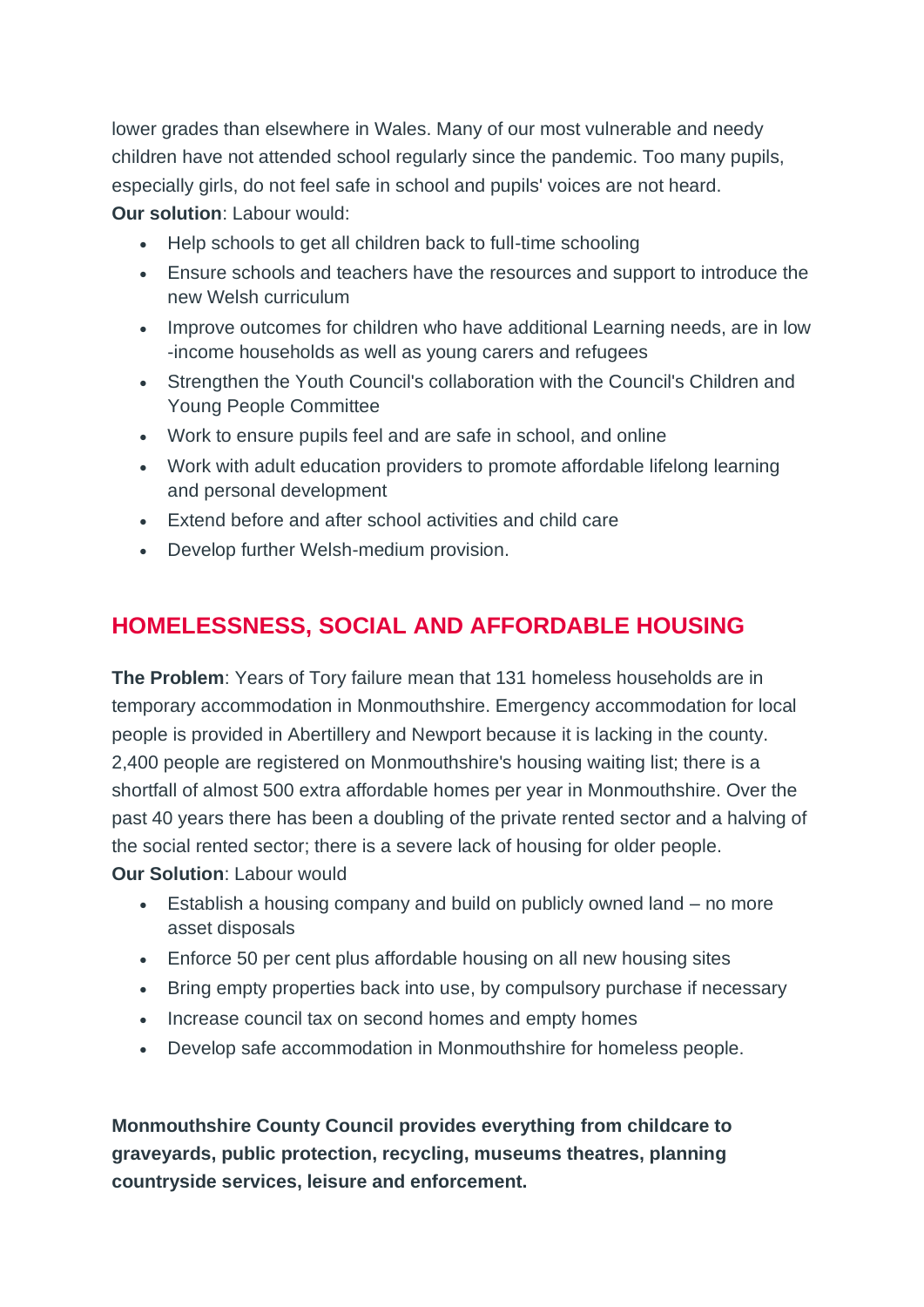lower grades than elsewhere in Wales. Many of our most vulnerable and needy children have not attended school regularly since the pandemic. Too many pupils, especially girls, do not feel safe in school and pupils' voices are not heard.
**Our solution**: Labour would:

- Help schools to get all children back to full-time schooling
- Ensure schools and teachers have the resources and support to introduce the new Welsh curriculum
- Improve outcomes for children who have additional Learning needs, are in low -income households as well as young carers and refugees
- Strengthen the Youth Council's collaboration with the Council's Children and Young People Committee
- Work to ensure pupils feel and are safe in school, and online
- Work with adult education providers to promote affordable lifelong learning and personal development
- Extend before and after school activities and child care
- Develop further Welsh-medium provision.

## HOMELESSNESS, SOCIAL AND AFFORDABLE HOUSING

**The Problem**: Years of Tory failure mean that 131 homeless households are in temporary accommodation in Monmouthshire. Emergency accommodation for local people is provided in Abertillery and Newport because it is lacking in the county. 2,400 people are registered on Monmouthshire's housing waiting list; there is a shortfall of almost 500 extra affordable homes per year in Monmouthshire. Over the past 40 years there has been a doubling of the private rented sector and a halving of the social rented sector; there is a severe lack of housing for older people.
**Our Solution**: Labour would

- Establish a housing company and build on publicly owned land – no more asset disposals
- Enforce 50 per cent plus affordable housing on all new housing sites
- Bring empty properties back into use, by compulsory purchase if necessary
- Increase council tax on second homes and empty homes
- Develop safe accommodation in Monmouthshire for homeless people.

**Monmouthshire County Council provides everything from childcare to graveyards, public protection, recycling, museums theatres, planning countryside services, leisure and enforcement.**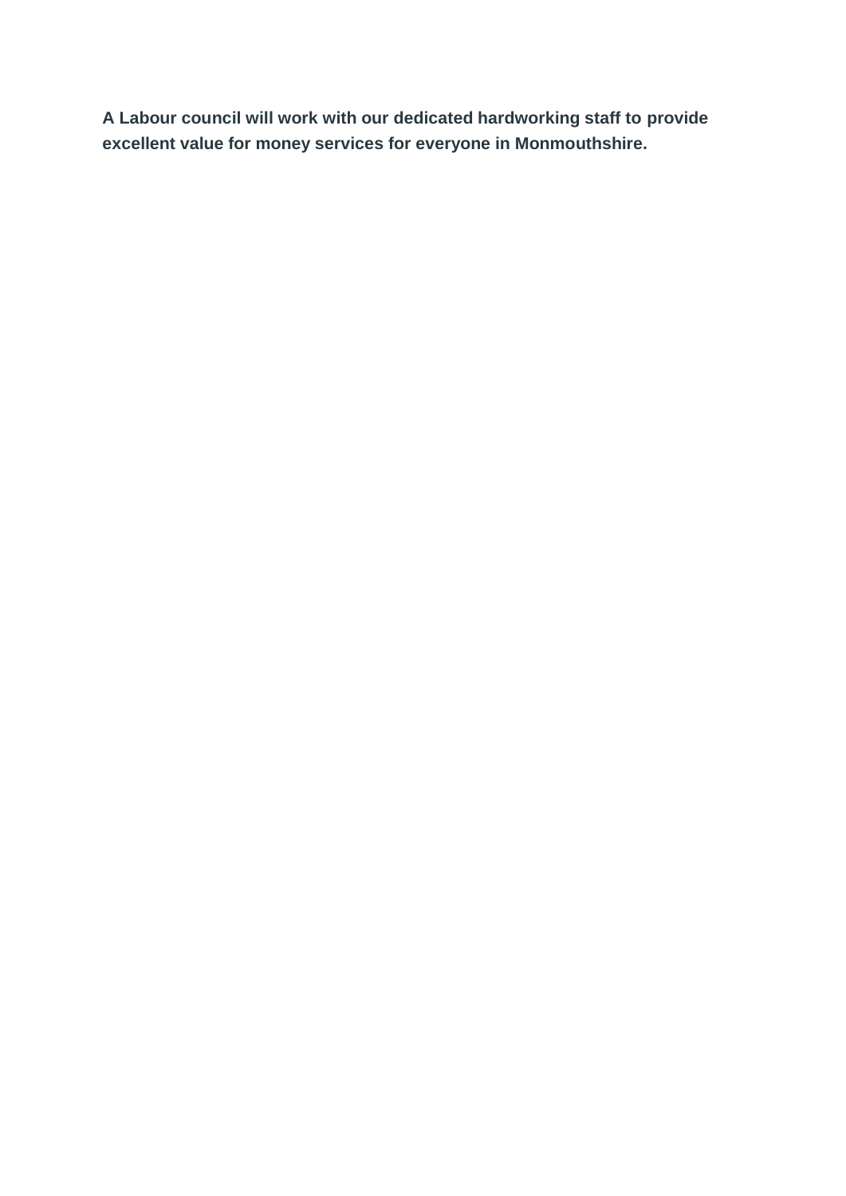**A Labour council will work with our dedicated hardworking staff to provide excellent value for money services for everyone in Monmouthshire.**